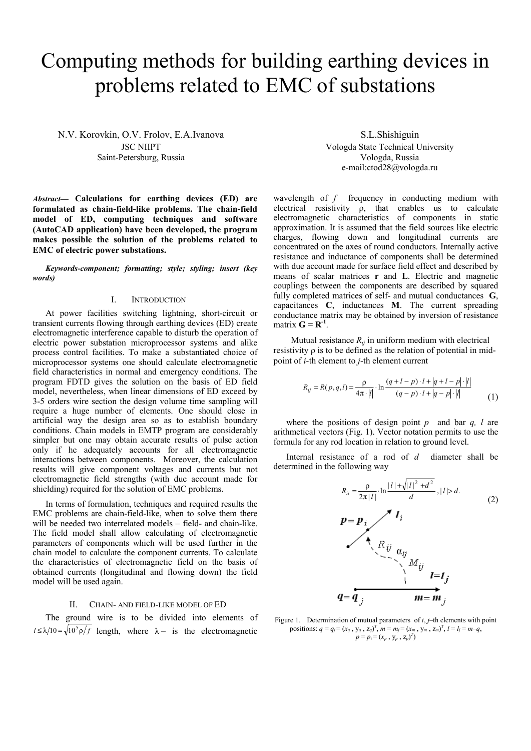# Computing methods for building earthing devices in problems related to EMC of substations

N.V. Korovkin, O.V. Frolov, E.A.Ivanova
JSC NIIPT
Saint-Petersburg, Russia

S.L.Shishiguin
Vologda State Technical University
Vologda, Russia
e-mail:ctod28@vologda.ru

***Abstract*— Calculations for earthing devices (ED) are formulated as chain-field-like problems. The chain-field model of ED, computing techniques and software (AutoCAD application) have been developed, the program makes possible the solution of the problems related to EMC of electric power substations.**

***Keywords-component; formatting; style; styling; insert (key words)***

## I. Introduction

At power facilities switching lightning, short-circuit or transient currents flowing through earthing devices (ED) create electromagnetic interference capable to disturb the operation of electric power substation microprocessor systems and alike process control facilities. To make a substantiated choice of microprocessor systems one should calculate electromagnetic field characteristics in normal and emergency conditions. The program FDTD gives the solution on the basis of ED field model, nevertheless, when linear dimensions of ED exceed by 3-5 orders wire section the design volume time sampling will require a huge number of elements. One should close in artificial way the design area so as to establish boundary conditions. Chain models in EMTP program are considerably simpler but one may obtain accurate results of pulse action only if he adequately accounts for all electromagnetic interactions between components. Moreover, the calculation results will give component voltages and currents but not electromagnetic field strengths (with due account made for shielding) required for the solution of EMC problems.

In terms of formulation, techniques and required results the EMC problems are chain-field-like, when to solve them there will be needed two interrelated models – field- and chain-like. The field model shall allow calculating of electromagnetic parameters of components which will be used further in the chain model to calculate the component currents. To calculate the characteristics of electromagnetic field on the basis of obtained currents (longitudinal and flowing down) the field model will be used again.

## II. Chain- and field-like model of ED

The ground wire is to be divided into elements of $l \leq \lambda/10 = \sqrt{10^5 \rho / f}$ length, where $\lambda$ – is the electromagnetic wavelength of $f$ frequency in conducting medium with electrical resistivity $\rho$, that enables us to calculate electromagnetic characteristics of components in static approximation. It is assumed that the field sources like electric charges, flowing down and longitudinal currents are concentrated on the axes of round conductors. Internally active resistance and inductance of components shall be determined with due account made for surface field effect and described by means of scalar matrices **r** and **L**. Electric and magnetic couplings between the components are described by squared fully completed matrices of self- and mutual conductances **G**, capacitances **C**, inductances **M**. The current spreading conductance matrix may be obtained by inversion of resistance matrix $\mathbf{G} = \mathbf{R}^{-1}$.

Mutual resistance $R_{ij}$ in uniform medium with electrical resistivity $\rho$ is to be defined as the relation of potential in mid-point of $i$-th element to $j$-th element current

$$R_{ij} = R(p, q, l) = \frac{\rho}{4\pi \cdot |l|} \cdot \ln \frac{(q + l - p) \cdot l + |q + l - p| \cdot |l|}{(q - p) \cdot l + |q - p| \cdot |l|} \tag{1}$$

where the positions of design point $p$ and bar $q$, $l$ are arithmetical vectors (Fig. 1). Vector notation permits to use the formula for any rod location in relation to ground level.

Internal resistance of a rod of $d$ diameter shall be determined in the following way

$$R_{ii} = \frac{\rho}{2\pi |l|} \cdot \ln \frac{|l| + \sqrt{|l|^2 + d^2}}{d}, \; |l| > d. \tag{2}$$

$p = p_i$

$l_i$

$R_{ij}$ $\alpha_{ij}$

$M_{ij}$

$l = l_j$

$q = q_j$

$m = m_j$

Figure 1. Determination of mutual parameters of $i$, $j$–th elements with point positions: $q = q_j = (x_q, y_q, z_q)^T$, $m = m_j = (x_m, y_m, z_m)^T$, $l = l_j = m - q$, $p = p_i = (x_p, y_p, z_p)^T$)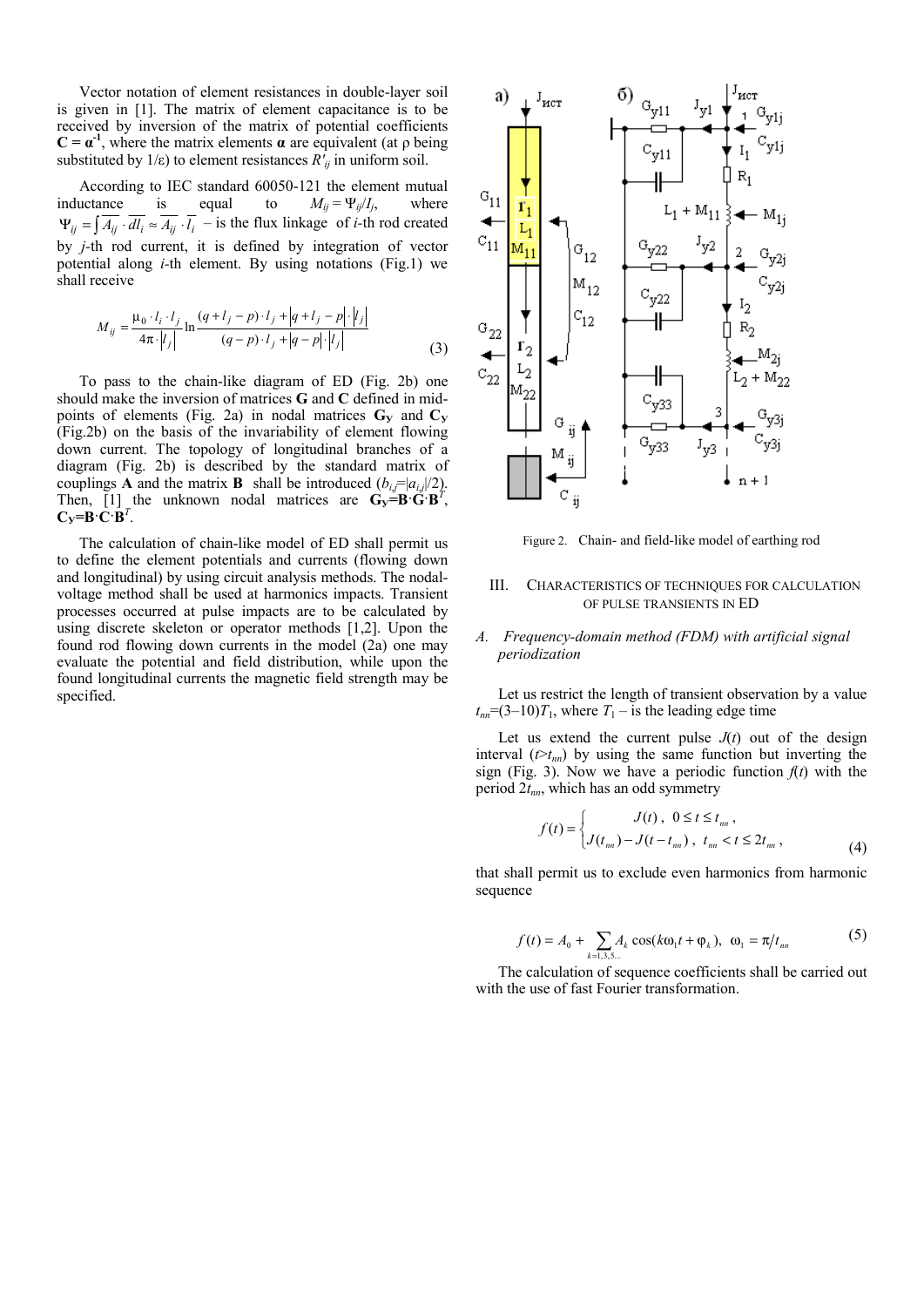Vector notation of element resistances in double-layer soil is given in [1]. The matrix of element capacitance is to be received by inversion of the matrix of potential coefficients $\mathbf{C} = \boldsymbol{\alpha}^{-1}$, where the matrix elements $\boldsymbol{\alpha}$ are equivalent (at ρ being substituted by $1/\varepsilon$) to element resistances $R'_{ij}$ in uniform soil.

According to IEC standard 60050-121 the element mutual inductance is equal to $M_{ij} = \Psi_{ij}/I_j$, where $\Psi_{ij} = \int \overline{A_{ij}} \cdot \overline{dl_i} \approx \overline{A_{ij}} \cdot \overline{l_i}$ – is the flux linkage of $i$-th rod created by $j$-th rod current, it is defined by integration of vector potential along $i$-th element. By using notations (Fig.1) we shall receive

$$M_{ij} = \frac{\mu_0 \cdot l_i \cdot l_j}{4\pi \cdot |l_j|} \ln \frac{(q + l_j - p) \cdot l_j + |q + l_j - p| \cdot |l_j|}{(q - p) \cdot l_j + |q - p| \cdot |l_j|} \tag{3}$$

To pass to the chain-like diagram of ED (Fig. 2b) one should make the inversion of matrices **G** and **C** defined in mid-points of elements (Fig. 2a) in nodal matrices $\mathbf{G_Y}$ and $\mathbf{C_Y}$ (Fig.2b) on the basis of the invariability of element flowing down current. The topology of longitudinal branches of a diagram (Fig. 2b) is described by the standard matrix of couplings **A** and the matrix **B** shall be introduced ($b_{i,j}=|a_{i,j}|/2$). Then, [1] the unknown nodal matrices are $\mathbf{G_Y}=\mathbf{B}\cdot\mathbf{G}\cdot\mathbf{B}^T$, $\mathbf{C_Y}=\mathbf{B}\cdot\mathbf{C}\cdot\mathbf{B}^T$.

The calculation of chain-like model of ED shall permit us to define the element potentials and currents (flowing down and longitudinal) by using circuit analysis methods. The nodal-voltage method shall be used at harmonics impacts. Transient processes occurred at pulse impacts are to be calculated by using discrete skeleton or operator methods [1,2]. Upon the found rod flowing down currents in the model (2a) one may evaluate the potential and field distribution, while upon the found longitudinal currents the magnetic field strength may be specified.

Figure 2. Chain- and field-like model of earthing rod

## III. Characteristics of Techniques for Calculation of Pulse Transients in ED

### A. Frequency-domain method (FDM) with artificial signal periodization

Let us restrict the length of transient observation by a value $t_{nn}$=(3–10)$T_1$, where $T_1$ – is the leading edge time

Let us extend the current pulse $J(t)$ out of the design interval ($t$>$t_{nn}$) by using the same function but inverting the sign (Fig. 3). Now we have a periodic function $f(t)$ with the period $2t_{nn}$, which has an odd symmetry

$$f(t) = \begin{cases} J(t)\,, & 0 \le t \le t_{nn}\,, \\ J(t_{nn}) - J(t - t_{nn})\,, & t_{nn} < t \le 2t_{nn}\,, \end{cases} \tag{4}$$

that shall permit us to exclude even harmonics from harmonic sequence

$$f(t) = A_0 + \sum_{k=1,3,5...} A_k \cos(k\omega_1 t + \varphi_k),\;\; \omega_1 = \pi/t_{nn} \tag{5}$$

The calculation of sequence coefficients shall be carried out with the use of fast Fourier transformation.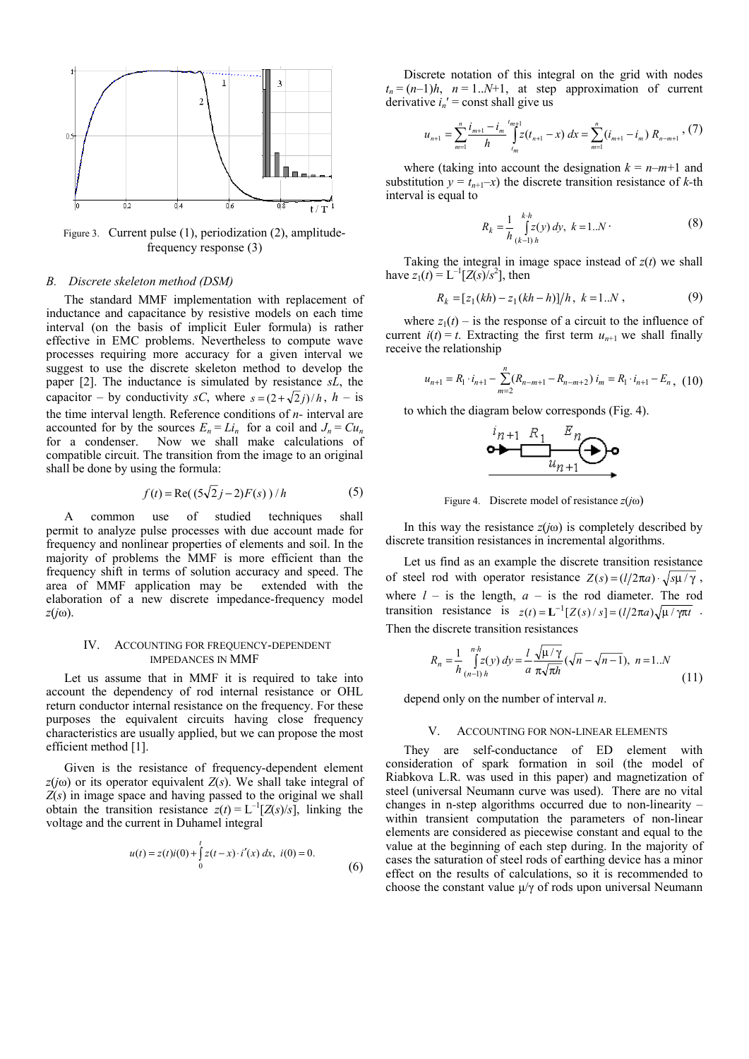Figure 3. Current pulse (1), periodization (2), amplitude-frequency response (3)

### B. Discrete skeleton method (DSM)

The standard MMF implementation with replacement of inductance and capacitance by resistive models on each time interval (on the basis of implicit Euler formula) is rather effective in EMC problems. Nevertheless to compute wave processes requiring more accuracy for a given interval we suggest to use the discrete skeleton method to develop the paper [2]. The inductance is simulated by resistance $sL$, the capacitor – by conductivity $sC$, where $s = (2+\sqrt{2}j)/h$, $h$ – is the time interval length. Reference conditions of $n$- interval are accounted for by the sources $E_n = Li_n$ for a coil and $J_n = Cu_n$ for a condenser. Now we shall make calculations of compatible circuit. The transition from the image to an original shall be done by using the formula:

$$f(t) = \mathrm{Re}((5\sqrt{2}j - 2)F(s))/h \tag{5}$$

A common use of studied techniques shall permit to analyze pulse processes with due account made for frequency and nonlinear properties of elements and soil. In the majority of problems the MMF is more efficient than the frequency shift in terms of solution accuracy and speed. The area of MMF application may be extended with the elaboration of a new discrete impedance-frequency model $z(j\omega)$.

## IV. Accounting for Frequency-Dependent Impedances in MMF

Let us assume that in MMF it is required to take into account the dependency of rod internal resistance or OHL return conductor internal resistance on the frequency. For these purposes the equivalent circuits having close frequency characteristics are usually applied, but we can propose the most efficient method [1].

Given is the resistance of frequency-dependent element $z(j\omega)$ or its operator equivalent $Z(s)$. We shall take integral of $Z(s)$ in image space and having passed to the original we shall obtain the transition resistance $z(t) = \mathrm{L}^{-1}[Z(s)/s]$, linking the voltage and the current in Duhamel integral

$$u(t) = z(t)i(0) + \int_0^t z(t-x)\cdot i'(x)\,dx, \; i(0) = 0. \tag{6}$$

Discrete notation of this integral on the grid with nodes $t_n = (n-1)h$, $n = 1..N+1$, at step approximation of current derivative $i_n' = \mathrm{const}$ shall give us

$$u_{n+1} = \sum_{m=1}^{n} \frac{i_{m+1} - i_m}{h} \int_{t_m}^{t_{m+1}} z(t_{n+1} - x)\,dx = \sum_{m=1}^{n} (i_{m+1} - i_m)\,R_{n-m+1}, \tag{7}$$

where (taking into account the designation $k = n-m+1$ and substitution $y = t_{n+1}-x$) the discrete transition resistance of $k$-th interval is equal to

$$R_k = \frac{1}{h}\int_{(k-1)h}^{k\cdot h} z(y)\,dy, \; k = 1..N\cdot \tag{8}$$

Taking the integral in image space instead of $z(t)$ we shall have $z_1(t) = \mathrm{L}^{-1}[Z(s)/s^2]$, then

$$R_k = [z_1(kh) - z_1(kh-h)]/h, \; k = 1..N, \tag{9}$$

where $z_1(t)$ – is the response of a circuit to the influence of current $i(t) = t$. Extracting the first term $u_{n+1}$ we shall finally receive the relationship

$$u_{n+1} = R_1\cdot i_{n+1} - \sum_{m=2}^{n}(R_{n-m+1} - R_{n-m+2})\,i_m = R_1\cdot i_{n+1} - E_n, \tag{10}$$

to which the diagram below corresponds (Fig. 4).

Figure 4. Discrete model of resistance $z(j\omega)$

In this way the resistance $z(j\omega)$ is completely described by discrete transition resistances in incremental algorithms.

Let us find as an example the discrete transition resistance of steel rod with operator resistance $Z(s) = (l/2\pi a)\cdot\sqrt{s\mu/\gamma}$, where $l$ – is the length, $a$ – is the rod diameter. The rod transition resistance is $z(t) = \mathbf{L}^{-1}[Z(s)/s] = (l/2\pi a)\sqrt{\mu/\gamma\pi t}$. Then the discrete transition resistances

$$R_n = \frac{1}{h}\int_{(n-1)h}^{n\cdot h} z(y)\,dy = \frac{l}{a}\frac{\sqrt{\mu/\gamma}}{\pi\sqrt{\pi h}}(\sqrt{n} - \sqrt{n-1}), \; n = 1..N \tag{11}$$

depend only on the number of interval $n$.

## V. Accounting for Non-Linear Elements

They are self-conductance of ED element with consideration of spark formation in soil (the model of Riabkova L.R. was used in this paper) and magnetization of steel (universal Neumann curve was used). There are no vital changes in n-step algorithms occurred due to non-linearity – within transient computation the parameters of non-linear elements are considered as piecewise constant and equal to the value at the beginning of each step during. In the majority of cases the saturation of steel rods of earthing device has a minor effect on the results of calculations, so it is recommended to choose the constant value $\mu/\gamma$ of rods upon universal Neumann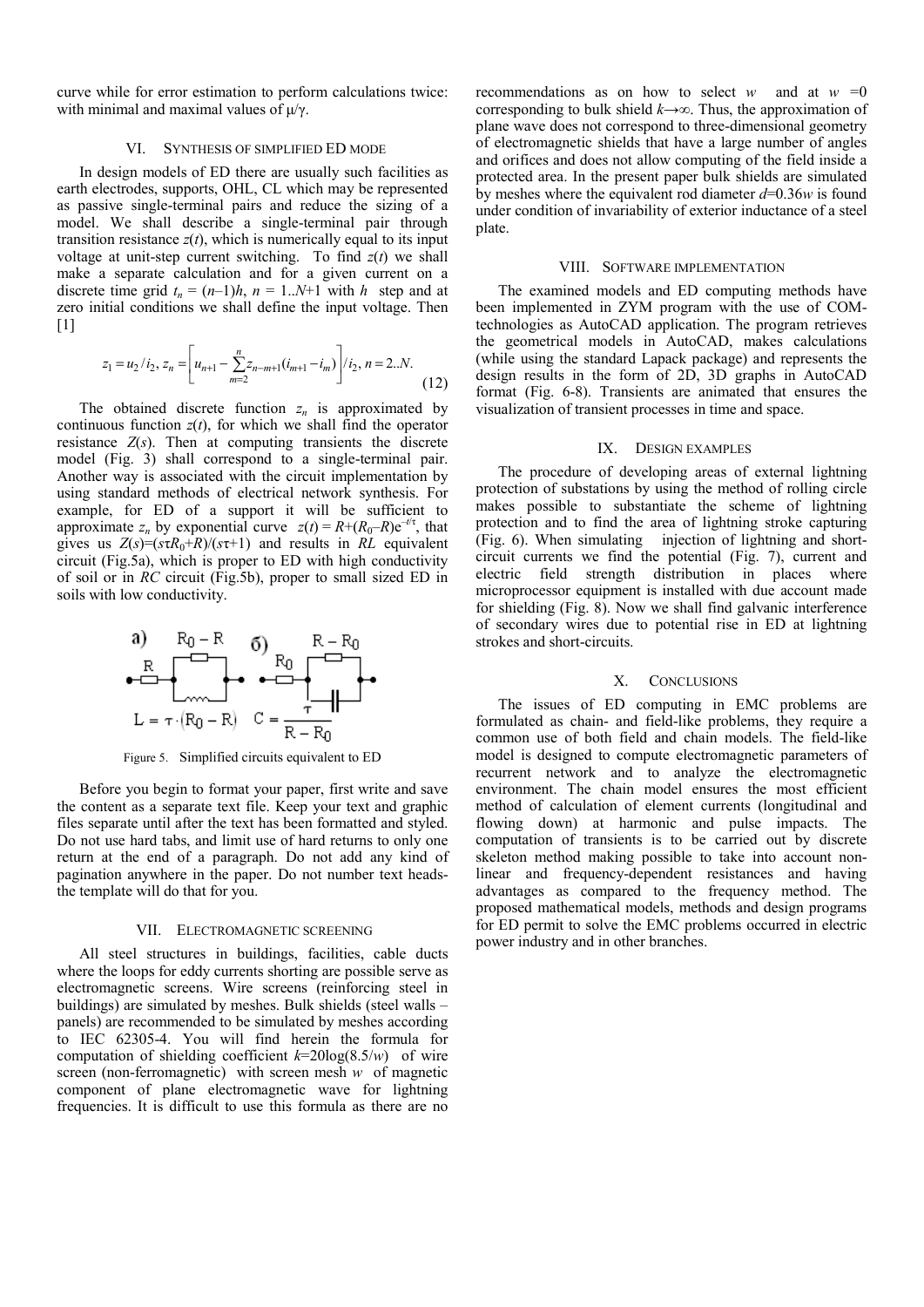curve while for error estimation to perform calculations twice: with minimal and maximal values of $\mu/\gamma$.

## VI. Synthesis of simplified ED mode

In design models of ED there are usually such facilities as earth electrodes, supports, OHL, CL which may be represented as passive single-terminal pairs and reduce the sizing of a model. We shall describe a single-terminal pair through transition resistance $z(t)$, which is numerically equal to its input voltage at unit-step current switching. To find $z(t)$ we shall make a separate calculation and for a given current on a discrete time grid $t_n = (n-1)h$, $n = 1..N+1$ with $h$ step and at zero initial conditions we shall define the input voltage. Then [1]

$$z_1 = u_2 / i_2,\ z_n = \left[ u_{n+1} - \sum_{m=2}^{n} z_{n-m+1}(i_{m+1} - i_m) \right] / i_2,\ n = 2..N. \tag{12}$$

The obtained discrete function $z_n$ is approximated by continuous function $z(t)$, for which we shall find the operator resistance $Z(s)$. Then at computing transients the discrete model (Fig. 3) shall correspond to a single-terminal pair. Another way is associated with the circuit implementation by using standard methods of electrical network synthesis. For example, for ED of a support it will be sufficient to approximate $z_n$ by exponential curve $z(t) = R+(R_0-R)e^{-t/\tau}$, that gives us $Z(s)=(s\tau R_0+R)/(s\tau+1)$ and results in $RL$ equivalent circuit (Fig.5a), which is proper to ED with high conductivity of soil or in $RC$ circuit (Fig.5b), proper to small sized ED in soils with low conductivity.

a) $R$, $R_0 - R$, $L = \tau \cdot (R_0 - R)$  б) $R_0$, $R - R_0$, $C = \dfrac{\tau}{R - R_0}$

Figure 5. Simplified circuits equivalent to ED

Before you begin to format your paper, first write and save the content as a separate text file. Keep your text and graphic files separate until after the text has been formatted and styled. Do not use hard tabs, and limit use of hard returns to only one return at the end of a paragraph. Do not add any kind of pagination anywhere in the paper. Do not number text heads-the template will do that for you.

## VII. Electromagnetic screening

All steel structures in buildings, facilities, cable ducts where the loops for eddy currents shorting are possible serve as electromagnetic screens. Wire screens (reinforcing steel in buildings) are simulated by meshes. Bulk shields (steel walls – panels) are recommended to be simulated by meshes according to IEC 62305-4. You will find herein the formula for computation of shielding coefficient $k$=20log(8.5/$w$) of wire screen (non-ferromagnetic) with screen mesh $w$ of magnetic component of plane electromagnetic wave for lightning frequencies. It is difficult to use this formula as there are no recommendations as on how to select $w$ and at $w$ =0 corresponding to bulk shield $k\rightarrow\infty$. Thus, the approximation of plane wave does not correspond to three-dimensional geometry of electromagnetic shields that have a large number of angles and orifices and does not allow computing of the field inside a protected area. In the present paper bulk shields are simulated by meshes where the equivalent rod diameter $d$=0.36$w$ is found under condition of invariability of exterior inductance of a steel plate.

## VIII. Software implementation

The examined models and ED computing methods have been implemented in ZYM program with the use of COM-technologies as AutoCAD application. The program retrieves the geometrical models in AutoCAD, makes calculations (while using the standard Lapack package) and represents the design results in the form of 2D, 3D graphs in AutoCAD format (Fig. 6-8). Transients are animated that ensures the visualization of transient processes in time and space.

## IX. Design examples

The procedure of developing areas of external lightning protection of substations by using the method of rolling circle makes possible to substantiate the scheme of lightning protection and to find the area of lightning stroke capturing (Fig. 6). When simulating injection of lightning and short-circuit currents we find the potential (Fig. 7), current and electric field strength distribution in places where microprocessor equipment is installed with due account made for shielding (Fig. 8). Now we shall find galvanic interference of secondary wires due to potential rise in ED at lightning strokes and short-circuits.

## X. Conclusions

The issues of ED computing in EMC problems are formulated as chain- and field-like problems, they require a common use of both field and chain models. The field-like model is designed to compute electromagnetic parameters of recurrent network and to analyze the electromagnetic environment. The chain model ensures the most efficient method of calculation of element currents (longitudinal and flowing down) at harmonic and pulse impacts. The computation of transients is to be carried out by discrete skeleton method making possible to take into account non-linear and frequency-dependent resistances and having advantages as compared to the frequency method. The proposed mathematical models, methods and design programs for ED permit to solve the EMC problems occurred in electric power industry and in other branches.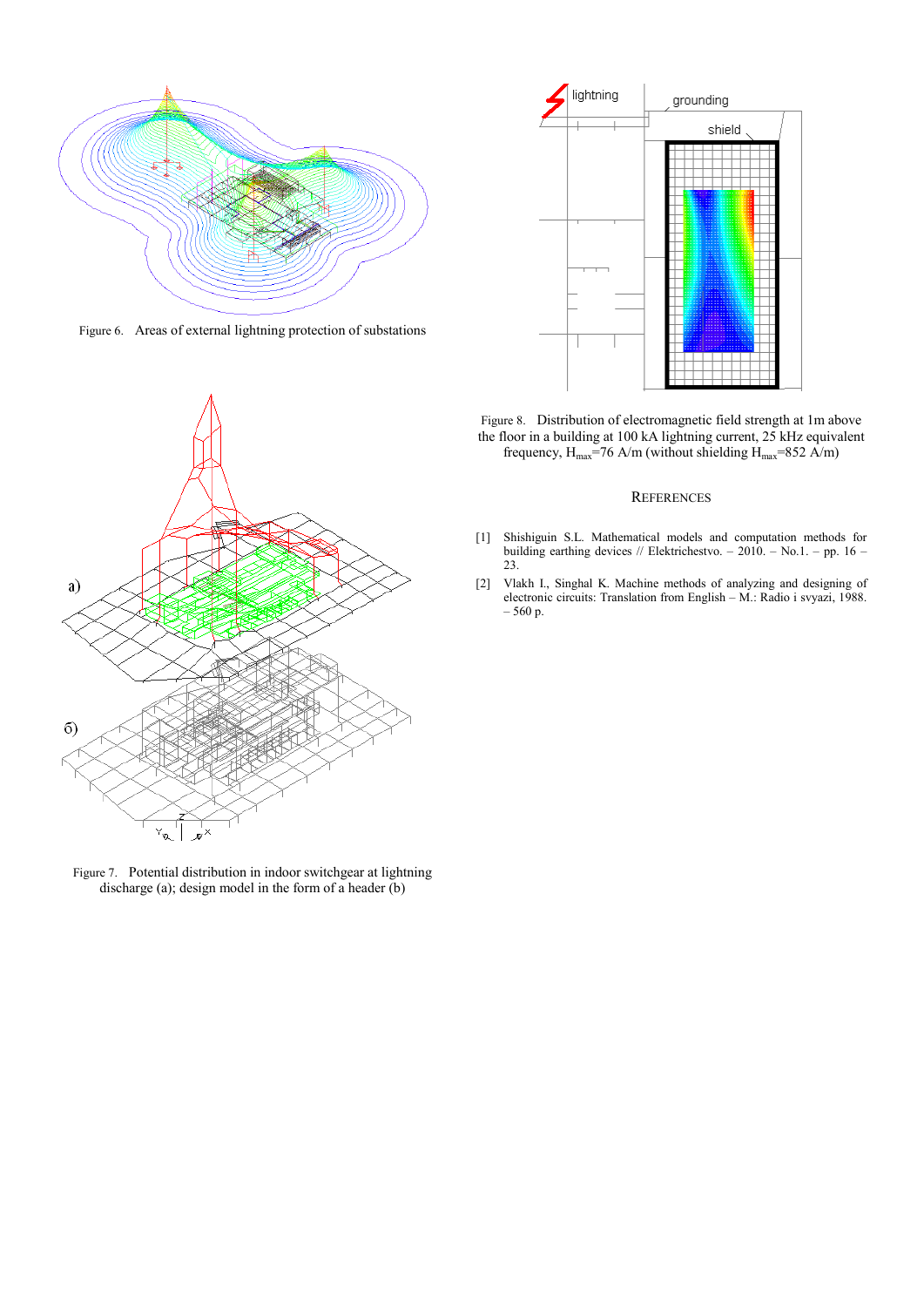Figure 6. Areas of external lightning protection of substations

а)

б)

Figure 7. Potential distribution in indoor switchgear at lightning discharge (a); design model in the form of a header (b)

lightning

grounding

shield

Figure 8. Distribution of electromagnetic field strength at 1m above the floor in a building at 100 kA lightning current, 25 kHz equivalent frequency, $H_{max}$=76 A/m (without shielding $H_{max}$=852 A/m)

## REFERENCES

[1] Shishiguin S.L. Mathematical models and computation methods for building earthing devices // Elektrichestvo. – 2010. – No.1. – pp. 16 – 23.

[2] Vlakh I., Singhal K. Machine methods of analyzing and designing of electronic circuits: Translation from English – M.: Radio i svyazi, 1988. – 560 p.